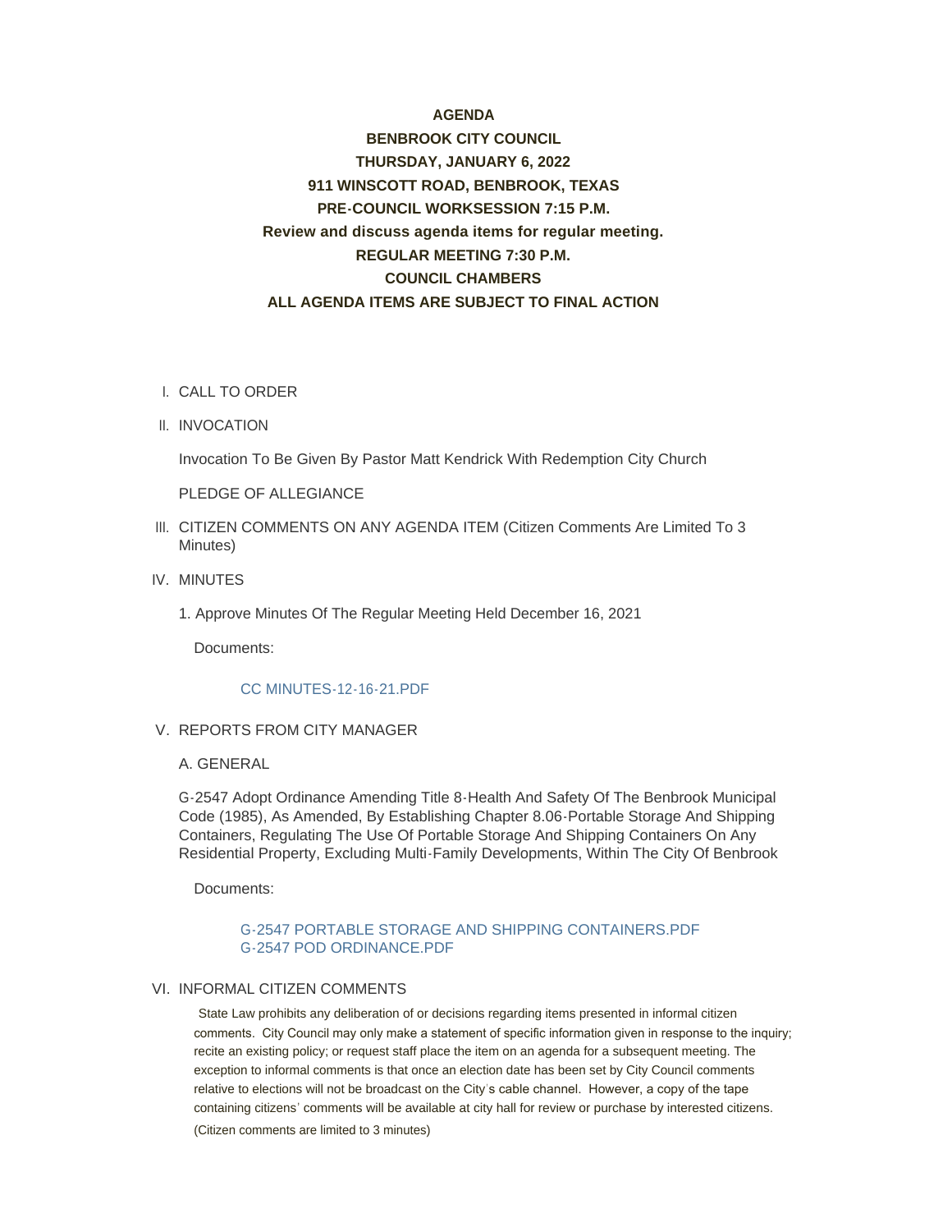**AGENDA**

**BENBROOK CITY COUNCIL**

**THURSDAY, JANUARY 6, 2022**

**911 WINSCOTT ROAD, BENBROOK, TEXAS**

**PRE-COUNCIL WORKSESSION 7:15 P.M.**

**Review and discuss agenda items for regular meeting.**

**REGULAR MEETING 7:30 P.M.**

**COUNCIL CHAMBERS**

**ALL AGENDA ITEMS ARE SUBJECT TO FINAL ACTION**

I. CALL TO ORDER

II. INVOCATION

Invocation To Be Given By Pastor Matt Kendrick With Redemption City Church

PLEDGE OF ALLEGIANCE

III. CITIZEN COMMENTS ON ANY AGENDA ITEM (Citizen Comments Are Limited To 3 Minutes)

IV. MINUTES

1. Approve Minutes Of The Regular Meeting Held December 16, 2021

Documents:

CC MINUTES-12-16-21.PDF

V. REPORTS FROM CITY MANAGER

A. GENERAL

G-2547 Adopt Ordinance Amending Title 8-Health And Safety Of The Benbrook Municipal Code (1985), As Amended, By Establishing Chapter 8.06-Portable Storage And Shipping Containers, Regulating The Use Of Portable Storage And Shipping Containers On Any Residential Property, Excluding Multi-Family Developments, Within The City Of Benbrook

Documents:

G-2547 PORTABLE STORAGE AND SHIPPING CONTAINERS.PDF
G-2547 POD ORDINANCE.PDF

VI. INFORMAL CITIZEN COMMENTS

State Law prohibits any deliberation of or decisions regarding items presented in informal citizen comments. City Council may only make a statement of specific information given in response to the inquiry; recite an existing policy; or request staff place the item on an agenda for a subsequent meeting. The exception to informal comments is that once an election date has been set by City Council comments relative to elections will not be broadcast on the City's cable channel. However, a copy of the tape containing citizens' comments will be available at city hall for review or purchase by interested citizens. (Citizen comments are limited to 3 minutes)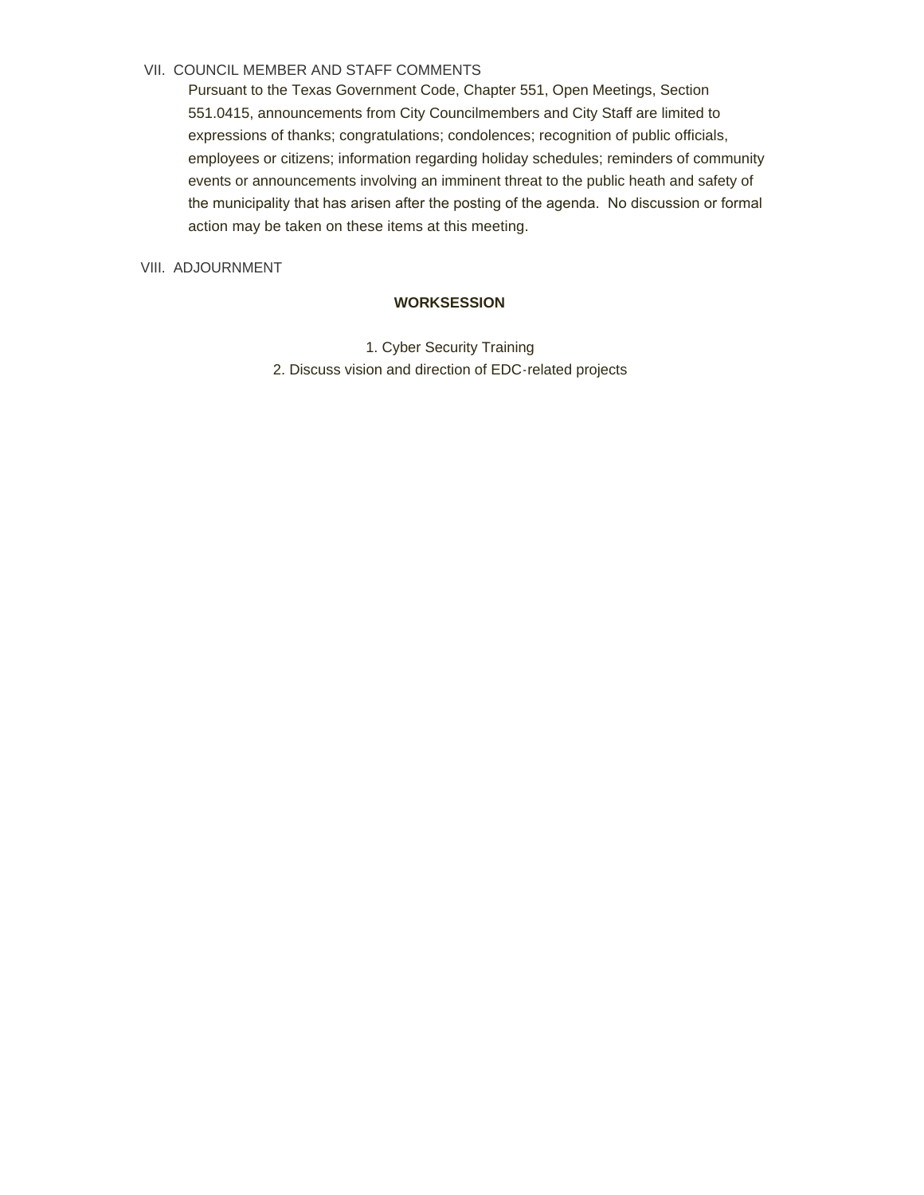VII. COUNCIL MEMBER AND STAFF COMMENTS

Pursuant to the Texas Government Code, Chapter 551, Open Meetings, Section 551.0415, announcements from City Councilmembers and City Staff are limited to expressions of thanks; congratulations; condolences; recognition of public officials, employees or citizens; information regarding holiday schedules; reminders of community events or announcements involving an imminent threat to the public heath and safety of the municipality that has arisen after the posting of the agenda. No discussion or formal action may be taken on these items at this meeting.

VIII. ADJOURNMENT

**WORKSESSION**

1. Cyber Security Training
2. Discuss vision and direction of EDC-related projects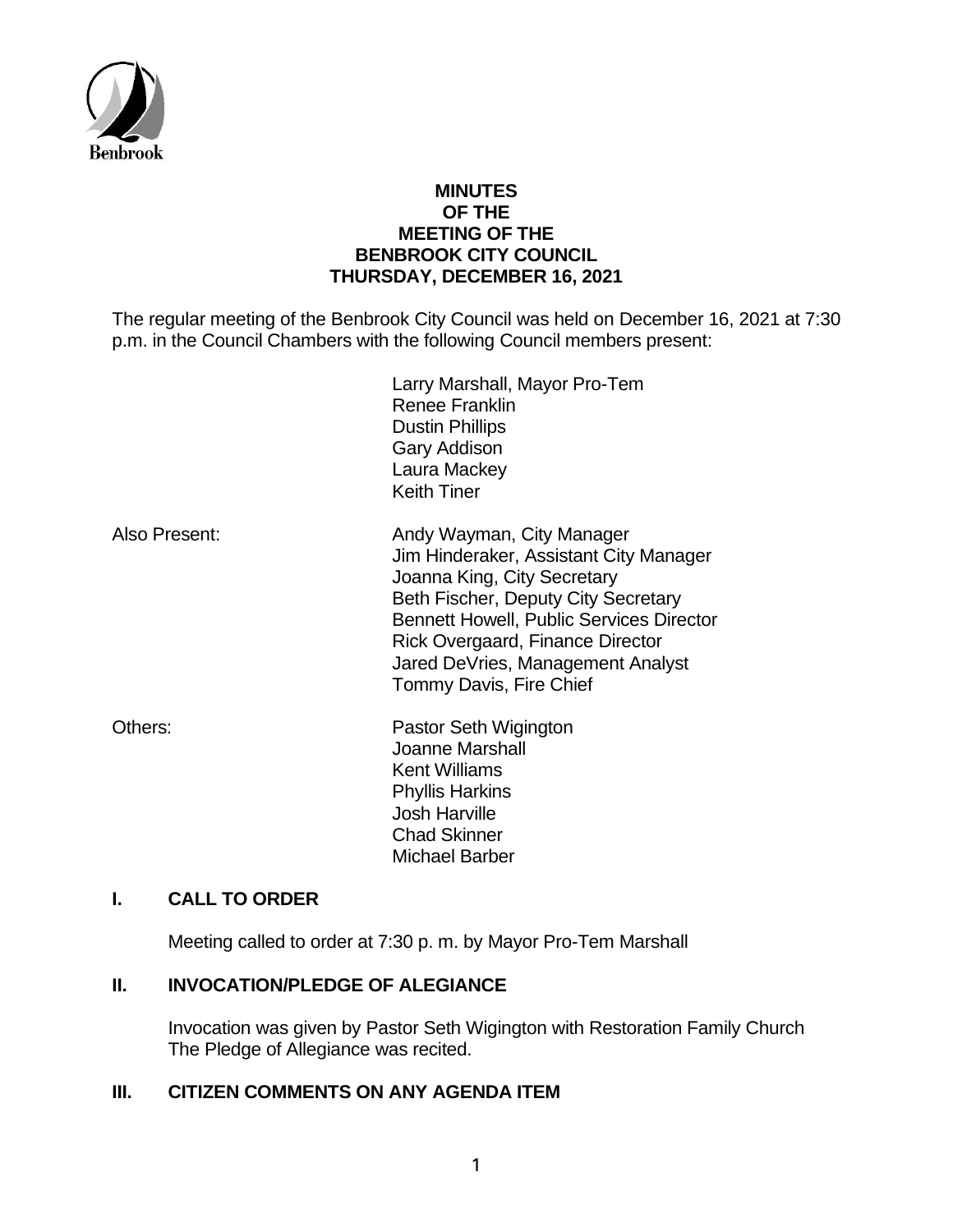# MINUTES
# OF THE
# MEETING OF THE
# BENBROOK CITY COUNCIL
# THURSDAY, DECEMBER 16, 2021

The regular meeting of the Benbrook City Council was held on December 16, 2021 at 7:30 p.m. in the Council Chambers with the following Council members present:

Larry Marshall, Mayor Pro-Tem
Renee Franklin
Dustin Phillips
Gary Addison
Laura Mackey
Keith Tiner

Also Present:

Andy Wayman, City Manager
Jim Hinderaker, Assistant City Manager
Joanna King, City Secretary
Beth Fischer, Deputy City Secretary
Bennett Howell, Public Services Director
Rick Overgaard, Finance Director
Jared DeVries, Management Analyst
Tommy Davis, Fire Chief

Others:

Pastor Seth Wigington
Joanne Marshall
Kent Williams
Phyllis Harkins
Josh Harville
Chad Skinner
Michael Barber

## I. CALL TO ORDER

Meeting called to order at 7:30 p. m. by Mayor Pro-Tem Marshall

## II. INVOCATION/PLEDGE OF ALEGIANCE

Invocation was given by Pastor Seth Wigington with Restoration Family Church
The Pledge of Allegiance was recited.

## III. CITIZEN COMMENTS ON ANY AGENDA ITEM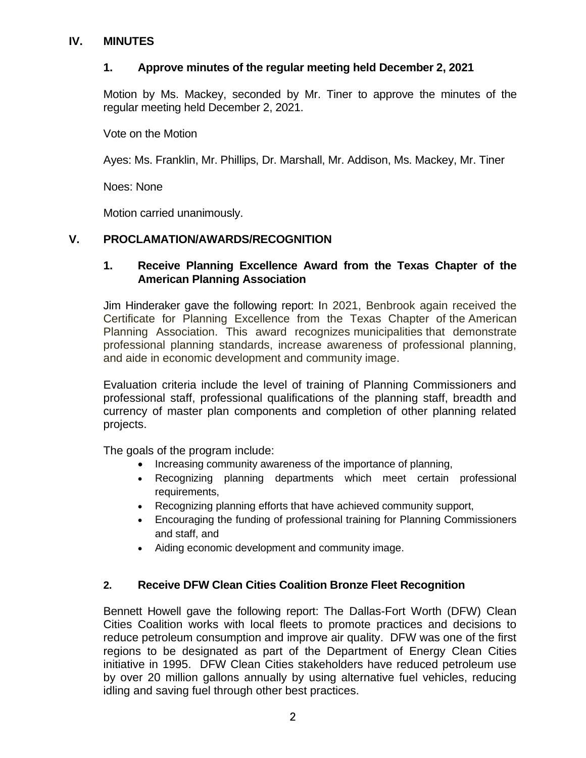## IV. MINUTES

### 1. Approve minutes of the regular meeting held December 2, 2021

Motion by Ms. Mackey, seconded by Mr. Tiner to approve the minutes of the regular meeting held December 2, 2021.

Vote on the Motion

Ayes: Ms. Franklin, Mr. Phillips, Dr. Marshall, Mr. Addison, Ms. Mackey, Mr. Tiner

Noes: None

Motion carried unanimously.

## V. PROCLAMATION/AWARDS/RECOGNITION

### 1. Receive Planning Excellence Award from the Texas Chapter of the American Planning Association

Jim Hinderaker gave the following report: In 2021, Benbrook again received the Certificate for Planning Excellence from the Texas Chapter of the American Planning Association. This award recognizes municipalities that demonstrate professional planning standards, increase awareness of professional planning, and aide in economic development and community image.

Evaluation criteria include the level of training of Planning Commissioners and professional staff, professional qualifications of the planning staff, breadth and currency of master plan components and completion of other planning related projects.

The goals of the program include:

- Increasing community awareness of the importance of planning,
- Recognizing planning departments which meet certain professional requirements,
- Recognizing planning efforts that have achieved community support,
- Encouraging the funding of professional training for Planning Commissioners and staff, and
- Aiding economic development and community image.

### 2. Receive DFW Clean Cities Coalition Bronze Fleet Recognition

Bennett Howell gave the following report: The Dallas-Fort Worth (DFW) Clean Cities Coalition works with local fleets to promote practices and decisions to reduce petroleum consumption and improve air quality. DFW was one of the first regions to be designated as part of the Department of Energy Clean Cities initiative in 1995. DFW Clean Cities stakeholders have reduced petroleum use by over 20 million gallons annually by using alternative fuel vehicles, reducing idling and saving fuel through other best practices.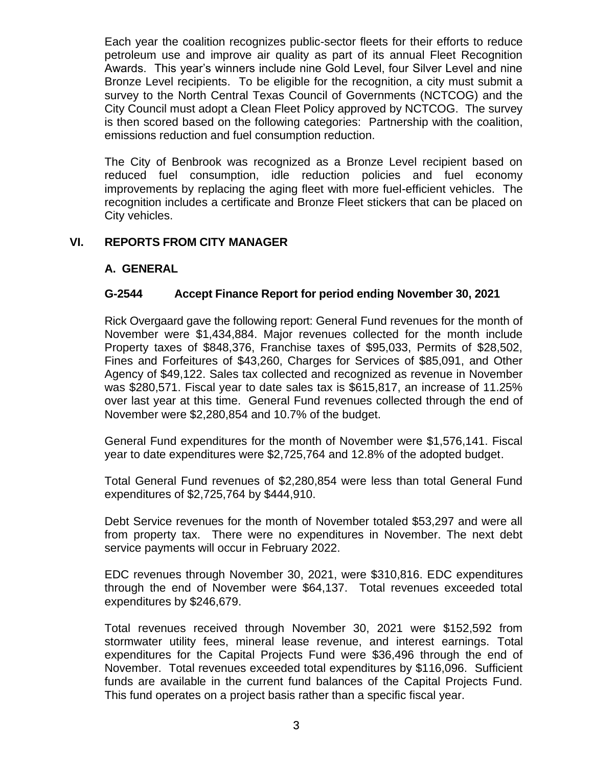Each year the coalition recognizes public-sector fleets for their efforts to reduce petroleum use and improve air quality as part of its annual Fleet Recognition Awards. This year's winners include nine Gold Level, four Silver Level and nine Bronze Level recipients. To be eligible for the recognition, a city must submit a survey to the North Central Texas Council of Governments (NCTCOG) and the City Council must adopt a Clean Fleet Policy approved by NCTCOG. The survey is then scored based on the following categories: Partnership with the coalition, emissions reduction and fuel consumption reduction.

The City of Benbrook was recognized as a Bronze Level recipient based on reduced fuel consumption, idle reduction policies and fuel economy improvements by replacing the aging fleet with more fuel-efficient vehicles. The recognition includes a certificate and Bronze Fleet stickers that can be placed on City vehicles.

## VI. REPORTS FROM CITY MANAGER

### A. GENERAL

#### G-2544 Accept Finance Report for period ending November 30, 2021

Rick Overgaard gave the following report: General Fund revenues for the month of November were $1,434,884. Major revenues collected for the month include Property taxes of $848,376, Franchise taxes of $95,033, Permits of $28,502, Fines and Forfeitures of $43,260, Charges for Services of $85,091, and Other Agency of $49,122. Sales tax collected and recognized as revenue in November was $280,571. Fiscal year to date sales tax is $615,817, an increase of 11.25% over last year at this time. General Fund revenues collected through the end of November were $2,280,854 and 10.7% of the budget.

General Fund expenditures for the month of November were $1,576,141. Fiscal year to date expenditures were $2,725,764 and 12.8% of the adopted budget.

Total General Fund revenues of $2,280,854 were less than total General Fund expenditures of $2,725,764 by $444,910.

Debt Service revenues for the month of November totaled $53,297 and were all from property tax. There were no expenditures in November. The next debt service payments will occur in February 2022.

EDC revenues through November 30, 2021, were $310,816. EDC expenditures through the end of November were $64,137. Total revenues exceeded total expenditures by $246,679.

Total revenues received through November 30, 2021 were $152,592 from stormwater utility fees, mineral lease revenue, and interest earnings. Total expenditures for the Capital Projects Fund were $36,496 through the end of November. Total revenues exceeded total expenditures by $116,096. Sufficient funds are available in the current fund balances of the Capital Projects Fund. This fund operates on a project basis rather than a specific fiscal year.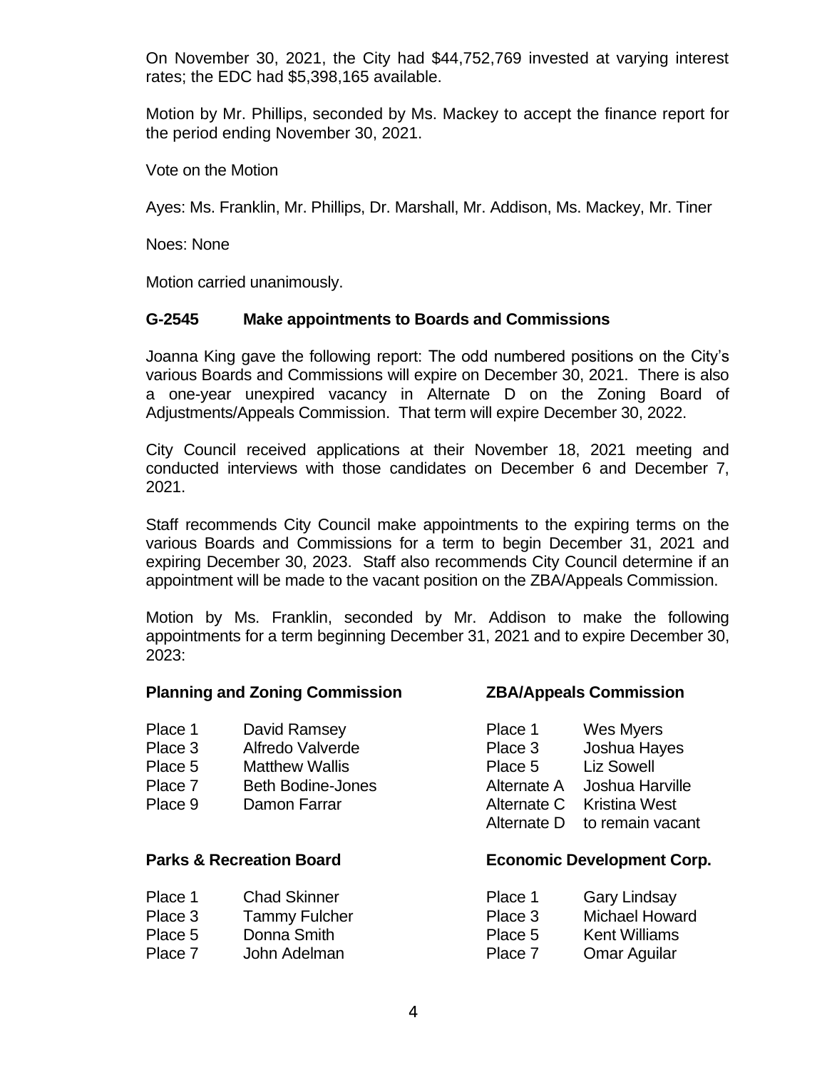On November 30, 2021, the City had $44,752,769 invested at varying interest rates; the EDC had $5,398,165 available.

Motion by Mr. Phillips, seconded by Ms. Mackey to accept the finance report for the period ending November 30, 2021.

Vote on the Motion

Ayes: Ms. Franklin, Mr. Phillips, Dr. Marshall, Mr. Addison, Ms. Mackey, Mr. Tiner

Noes: None

Motion carried unanimously.

### G-2545 Make appointments to Boards and Commissions

Joanna King gave the following report: The odd numbered positions on the City's various Boards and Commissions will expire on December 30, 2021. There is also a one-year unexpired vacancy in Alternate D on the Zoning Board of Adjustments/Appeals Commission. That term will expire December 30, 2022.

City Council received applications at their November 18, 2021 meeting and conducted interviews with those candidates on December 6 and December 7, 2021.

Staff recommends City Council make appointments to the expiring terms on the various Boards and Commissions for a term to begin December 31, 2021 and expiring December 30, 2023. Staff also recommends City Council determine if an appointment will be made to the vacant position on the ZBA/Appeals Commission.

Motion by Ms. Franklin, seconded by Mr. Addison to make the following appointments for a term beginning December 31, 2021 and to expire December 30, 2023:

**Planning and Zoning Commission**

| | |
|---|---|
| Place 1 | David Ramsey |
| Place 3 | Alfredo Valverde |
| Place 5 | Matthew Wallis |
| Place 7 | Beth Bodine-Jones |
| Place 9 | Damon Farrar |

**ZBA/Appeals Commission**

| | |
|---|---|
| Place 1 | Wes Myers |
| Place 3 | Joshua Hayes |
| Place 5 | Liz Sowell |
| Alternate A | Joshua Harville |
| Alternate C | Kristina West |
| Alternate D | to remain vacant |

**Parks & Recreation Board**

| | |
|---|---|
| Place 1 | Chad Skinner |
| Place 3 | Tammy Fulcher |
| Place 5 | Donna Smith |
| Place 7 | John Adelman |

**Economic Development Corp.**

| | |
|---|---|
| Place 1 | Gary Lindsay |
| Place 3 | Michael Howard |
| Place 5 | Kent Williams |
| Place 7 | Omar Aguilar |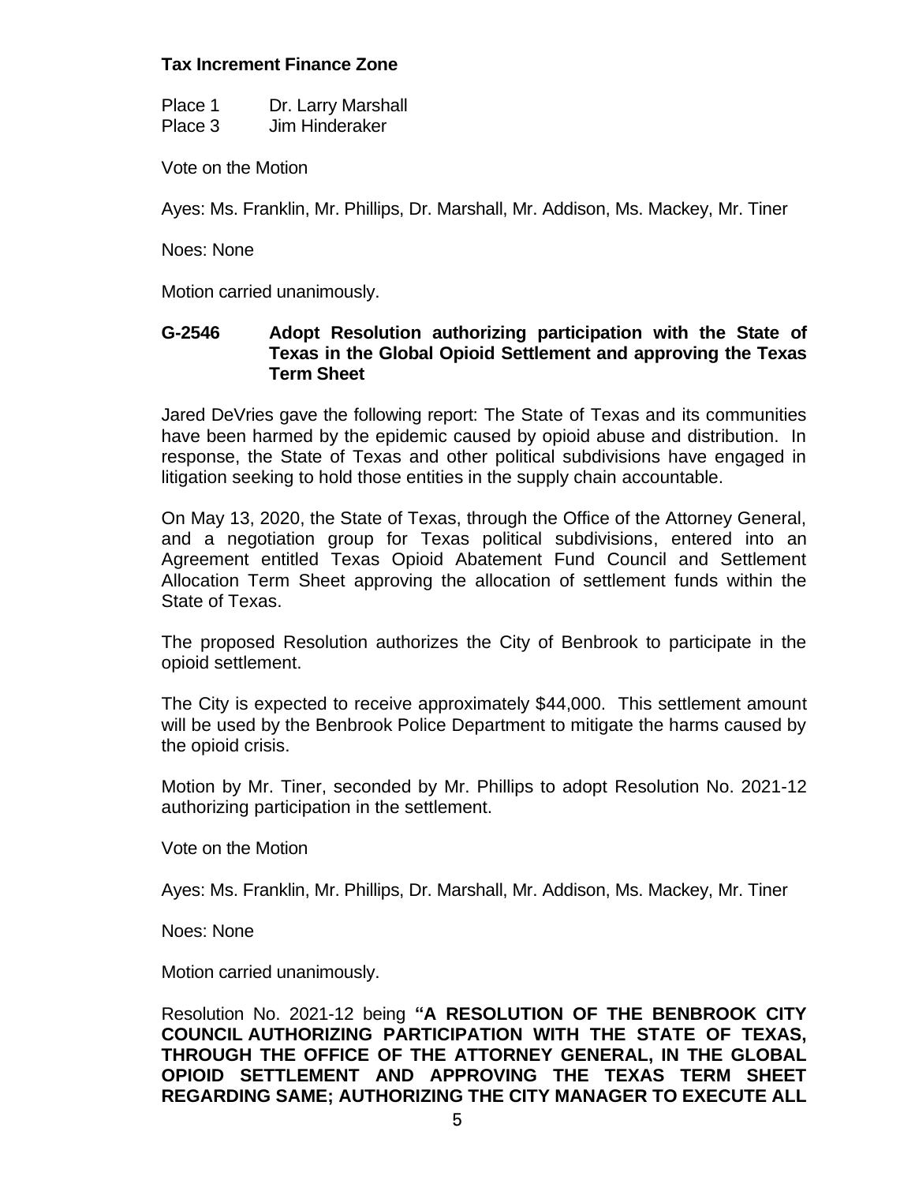**Tax Increment Finance Zone**

Place 1 Dr. Larry Marshall
Place 3 Jim Hinderaker

Vote on the Motion

Ayes: Ms. Franklin, Mr. Phillips, Dr. Marshall, Mr. Addison, Ms. Mackey, Mr. Tiner

Noes: None

Motion carried unanimously.

**G-2546 Adopt Resolution authorizing participation with the State of Texas in the Global Opioid Settlement and approving the Texas Term Sheet**

Jared DeVries gave the following report: The State of Texas and its communities have been harmed by the epidemic caused by opioid abuse and distribution. In response, the State of Texas and other political subdivisions have engaged in litigation seeking to hold those entities in the supply chain accountable.

On May 13, 2020, the State of Texas, through the Office of the Attorney General, and a negotiation group for Texas political subdivisions, entered into an Agreement entitled Texas Opioid Abatement Fund Council and Settlement Allocation Term Sheet approving the allocation of settlement funds within the State of Texas.

The proposed Resolution authorizes the City of Benbrook to participate in the opioid settlement.

The City is expected to receive approximately $44,000. This settlement amount will be used by the Benbrook Police Department to mitigate the harms caused by the opioid crisis.

Motion by Mr. Tiner, seconded by Mr. Phillips to adopt Resolution No. 2021-12 authorizing participation in the settlement.

Vote on the Motion

Ayes: Ms. Franklin, Mr. Phillips, Dr. Marshall, Mr. Addison, Ms. Mackey, Mr. Tiner

Noes: None

Motion carried unanimously.

Resolution No. 2021-12 being **"A RESOLUTION OF THE BENBROOK CITY COUNCIL AUTHORIZING PARTICIPATION WITH THE STATE OF TEXAS, THROUGH THE OFFICE OF THE ATTORNEY GENERAL, IN THE GLOBAL OPIOID SETTLEMENT AND APPROVING THE TEXAS TERM SHEET REGARDING SAME; AUTHORIZING THE CITY MANAGER TO EXECUTE ALL**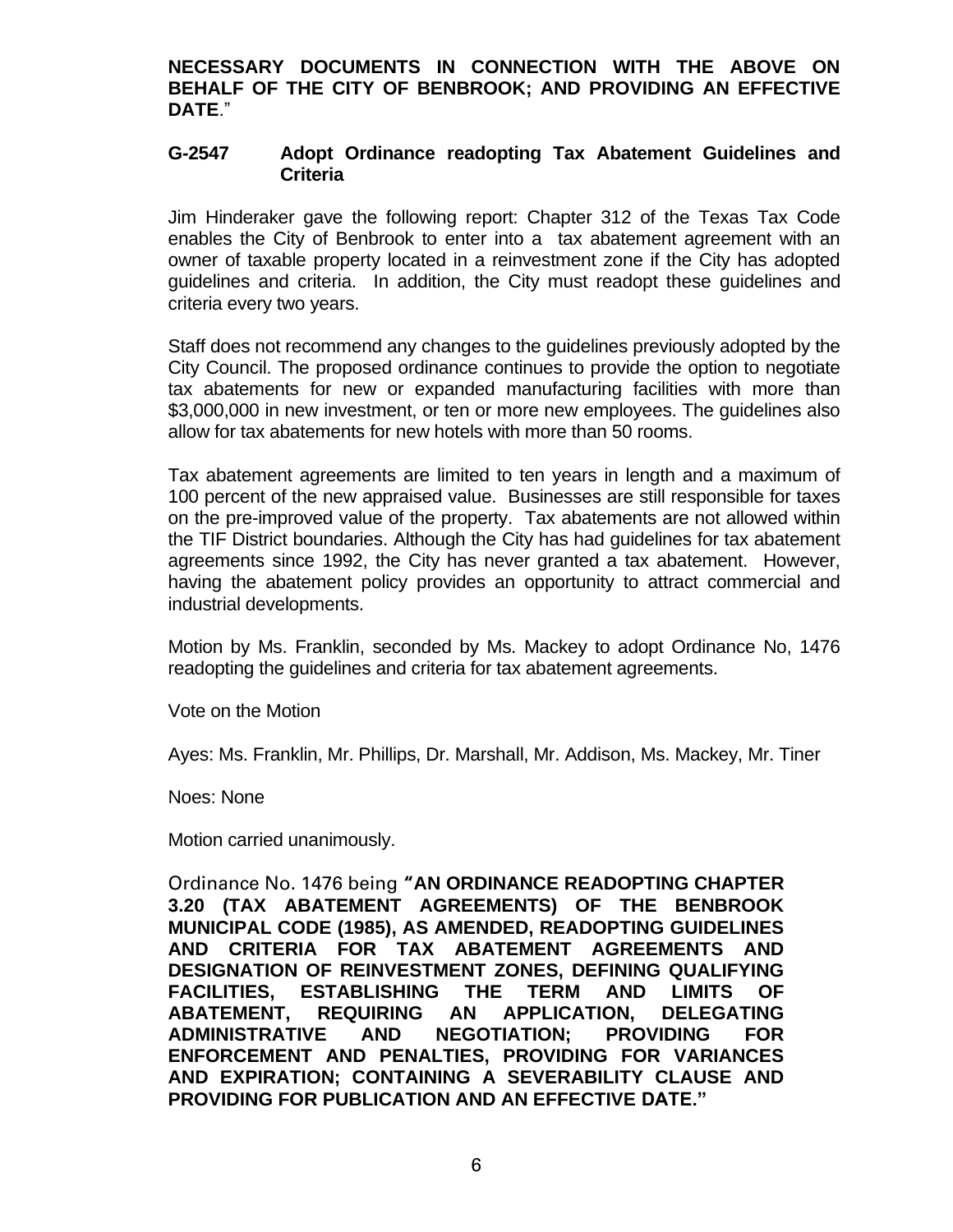**NECESSARY DOCUMENTS IN CONNECTION WITH THE ABOVE ON BEHALF OF THE CITY OF BENBROOK; AND PROVIDING AN EFFECTIVE DATE**."

**G-2547 Adopt Ordinance readopting Tax Abatement Guidelines and Criteria**

Jim Hinderaker gave the following report: Chapter 312 of the Texas Tax Code enables the City of Benbrook to enter into a tax abatement agreement with an owner of taxable property located in a reinvestment zone if the City has adopted guidelines and criteria. In addition, the City must readopt these guidelines and criteria every two years.

Staff does not recommend any changes to the guidelines previously adopted by the City Council. The proposed ordinance continues to provide the option to negotiate tax abatements for new or expanded manufacturing facilities with more than \$3,000,000 in new investment, or ten or more new employees. The guidelines also allow for tax abatements for new hotels with more than 50 rooms.

Tax abatement agreements are limited to ten years in length and a maximum of 100 percent of the new appraised value. Businesses are still responsible for taxes on the pre-improved value of the property. Tax abatements are not allowed within the TIF District boundaries. Although the City has had guidelines for tax abatement agreements since 1992, the City has never granted a tax abatement. However, having the abatement policy provides an opportunity to attract commercial and industrial developments.

Motion by Ms. Franklin, seconded by Ms. Mackey to adopt Ordinance No, 1476 readopting the guidelines and criteria for tax abatement agreements.

Vote on the Motion

Ayes: Ms. Franklin, Mr. Phillips, Dr. Marshall, Mr. Addison, Ms. Mackey, Mr. Tiner

Noes: None

Motion carried unanimously.

Ordinance No. 1476 being **"AN ORDINANCE READOPTING CHAPTER 3.20 (TAX ABATEMENT AGREEMENTS) OF THE BENBROOK MUNICIPAL CODE (1985), AS AMENDED, READOPTING GUIDELINES AND CRITERIA FOR TAX ABATEMENT AGREEMENTS AND DESIGNATION OF REINVESTMENT ZONES, DEFINING QUALIFYING FACILITIES, ESTABLISHING THE TERM AND LIMITS OF ABATEMENT, REQUIRING AN APPLICATION, DELEGATING ADMINISTRATIVE AND NEGOTIATION; PROVIDING FOR ENFORCEMENT AND PENALTIES, PROVIDING FOR VARIANCES AND EXPIRATION; CONTAINING A SEVERABILITY CLAUSE AND PROVIDING FOR PUBLICATION AND AN EFFECTIVE DATE."**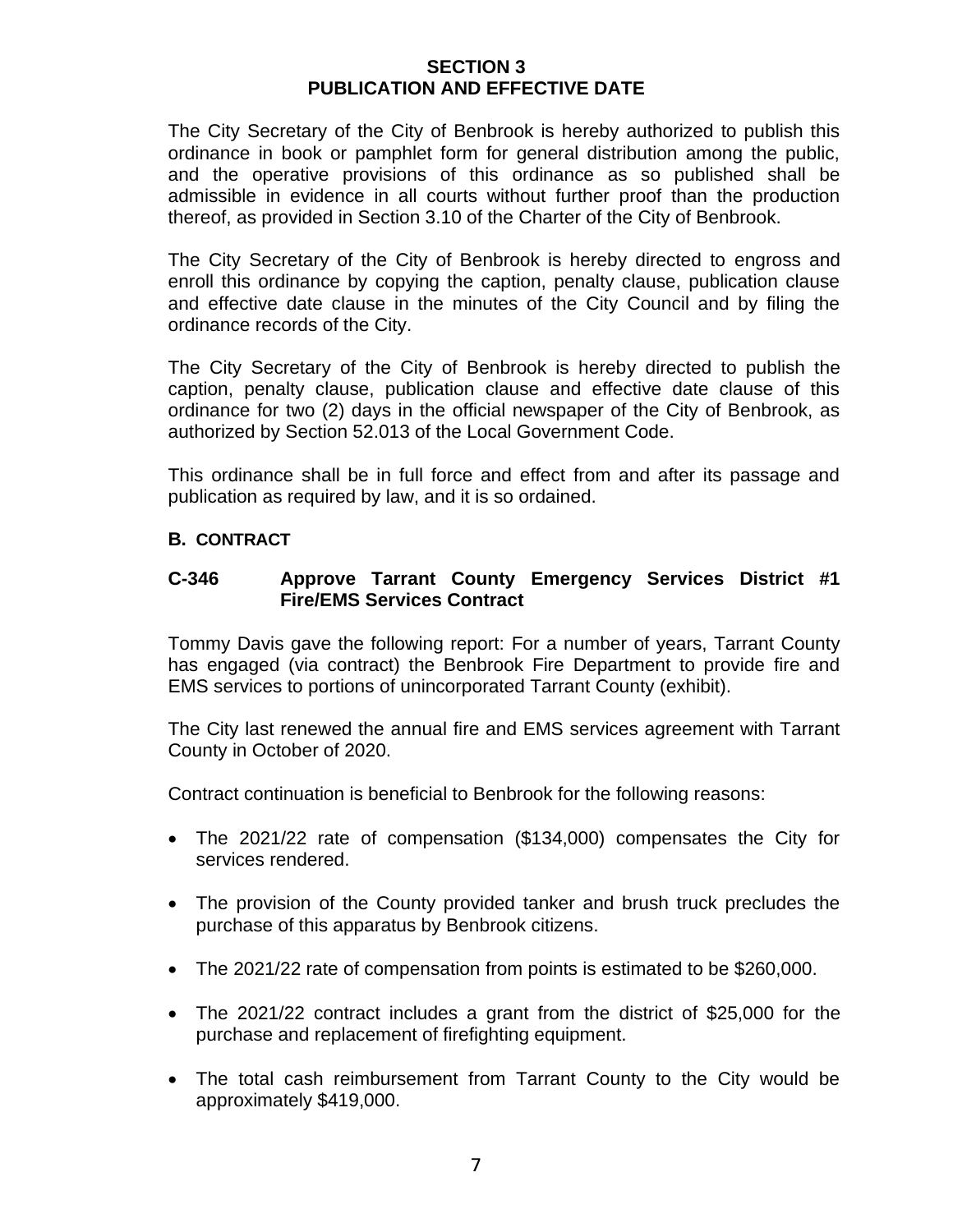## SECTION 3
## PUBLICATION AND EFFECTIVE DATE

The City Secretary of the City of Benbrook is hereby authorized to publish this ordinance in book or pamphlet form for general distribution among the public, and the operative provisions of this ordinance as so published shall be admissible in evidence in all courts without further proof than the production thereof, as provided in Section 3.10 of the Charter of the City of Benbrook.

The City Secretary of the City of Benbrook is hereby directed to engross and enroll this ordinance by copying the caption, penalty clause, publication clause and effective date clause in the minutes of the City Council and by filing the ordinance records of the City.

The City Secretary of the City of Benbrook is hereby directed to publish the caption, penalty clause, publication clause and effective date clause of this ordinance for two (2) days in the official newspaper of the City of Benbrook, as authorized by Section 52.013 of the Local Government Code.

This ordinance shall be in full force and effect from and after its passage and publication as required by law, and it is so ordained.

### B. CONTRACT

### C-346 Approve Tarrant County Emergency Services District #1 Fire/EMS Services Contract

Tommy Davis gave the following report: For a number of years, Tarrant County has engaged (via contract) the Benbrook Fire Department to provide fire and EMS services to portions of unincorporated Tarrant County (exhibit).

The City last renewed the annual fire and EMS services agreement with Tarrant County in October of 2020.

Contract continuation is beneficial to Benbrook for the following reasons:

- The 2021/22 rate of compensation ($134,000) compensates the City for services rendered.
- The provision of the County provided tanker and brush truck precludes the purchase of this apparatus by Benbrook citizens.
- The 2021/22 rate of compensation from points is estimated to be $260,000.
- The 2021/22 contract includes a grant from the district of $25,000 for the purchase and replacement of firefighting equipment.
- The total cash reimbursement from Tarrant County to the City would be approximately $419,000.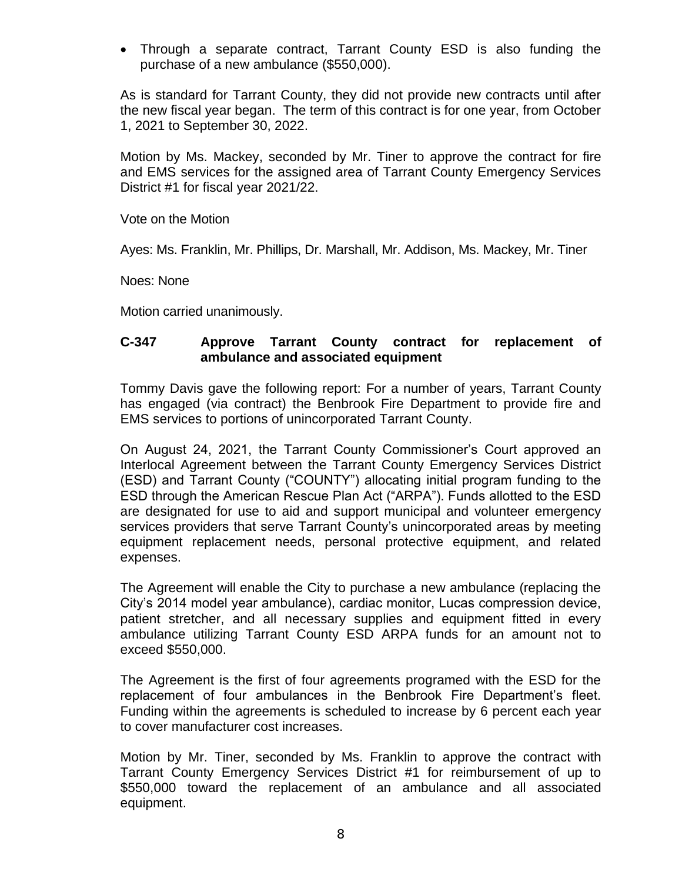- Through a separate contract, Tarrant County ESD is also funding the purchase of a new ambulance ($550,000).

As is standard for Tarrant County, they did not provide new contracts until after the new fiscal year began. The term of this contract is for one year, from October 1, 2021 to September 30, 2022.

Motion by Ms. Mackey, seconded by Mr. Tiner to approve the contract for fire and EMS services for the assigned area of Tarrant County Emergency Services District #1 for fiscal year 2021/22.

Vote on the Motion

Ayes: Ms. Franklin, Mr. Phillips, Dr. Marshall, Mr. Addison, Ms. Mackey, Mr. Tiner

Noes: None

Motion carried unanimously.

**C-347 Approve Tarrant County contract for replacement of ambulance and associated equipment**

Tommy Davis gave the following report: For a number of years, Tarrant County has engaged (via contract) the Benbrook Fire Department to provide fire and EMS services to portions of unincorporated Tarrant County.

On August 24, 2021, the Tarrant County Commissioner's Court approved an Interlocal Agreement between the Tarrant County Emergency Services District (ESD) and Tarrant County ("COUNTY") allocating initial program funding to the ESD through the American Rescue Plan Act ("ARPA"). Funds allotted to the ESD are designated for use to aid and support municipal and volunteer emergency services providers that serve Tarrant County's unincorporated areas by meeting equipment replacement needs, personal protective equipment, and related expenses.

The Agreement will enable the City to purchase a new ambulance (replacing the City's 2014 model year ambulance), cardiac monitor, Lucas compression device, patient stretcher, and all necessary supplies and equipment fitted in every ambulance utilizing Tarrant County ESD ARPA funds for an amount not to exceed $550,000.

The Agreement is the first of four agreements programed with the ESD for the replacement of four ambulances in the Benbrook Fire Department's fleet. Funding within the agreements is scheduled to increase by 6 percent each year to cover manufacturer cost increases.

Motion by Mr. Tiner, seconded by Ms. Franklin to approve the contract with Tarrant County Emergency Services District #1 for reimbursement of up to $550,000 toward the replacement of an ambulance and all associated equipment.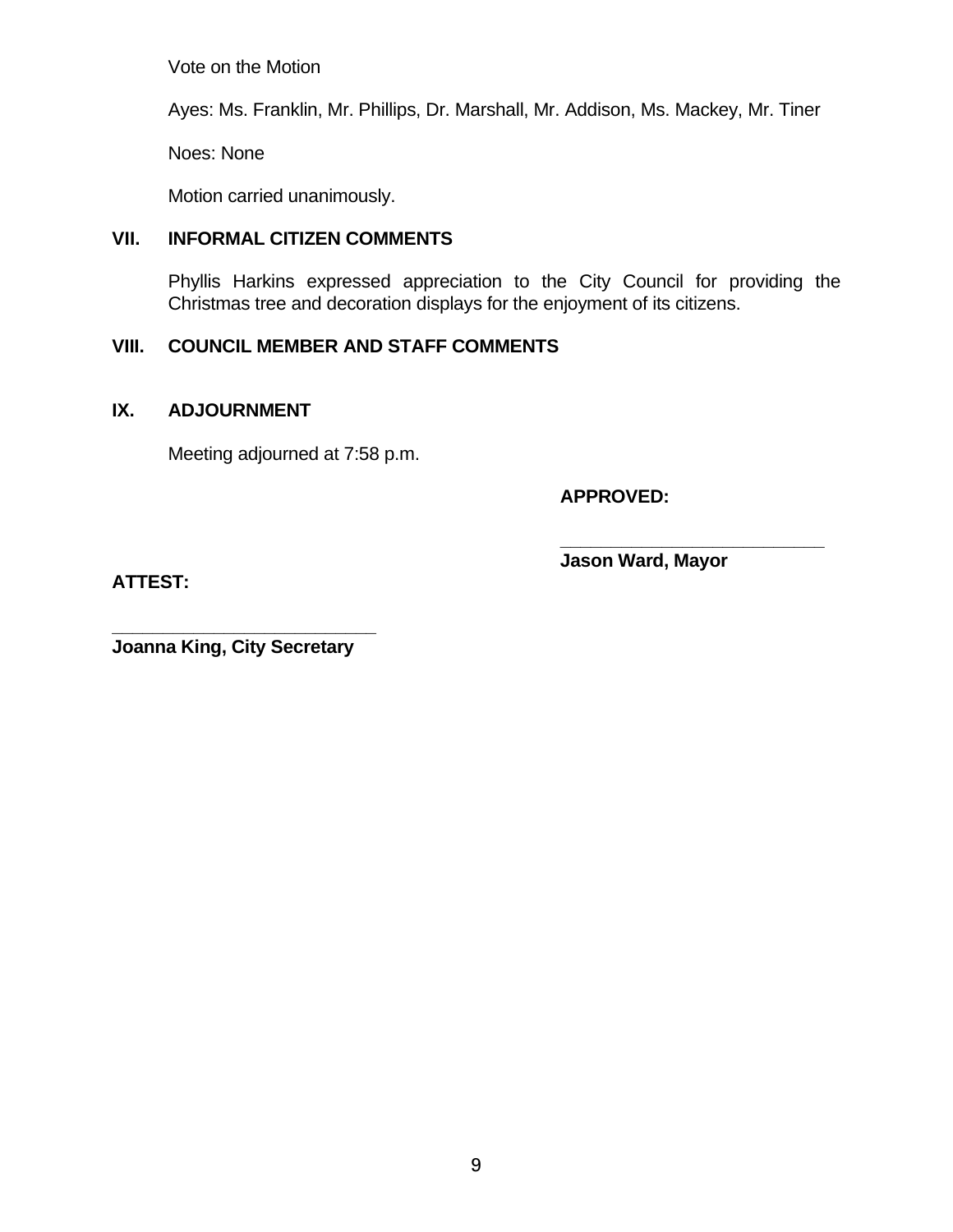Vote on the Motion

Ayes: Ms. Franklin, Mr. Phillips, Dr. Marshall, Mr. Addison, Ms. Mackey, Mr. Tiner

Noes: None

Motion carried unanimously.

## VII. INFORMAL CITIZEN COMMENTS

Phyllis Harkins expressed appreciation to the City Council for providing the Christmas tree and decoration displays for the enjoyment of its citizens.

## VIII. COUNCIL MEMBER AND STAFF COMMENTS

## IX. ADJOURNMENT

Meeting adjourned at 7:58 p.m.

**APPROVED:**

___________________________
**Jason Ward, Mayor**

**ATTEST:**

___________________________
**Joanna King, City Secretary**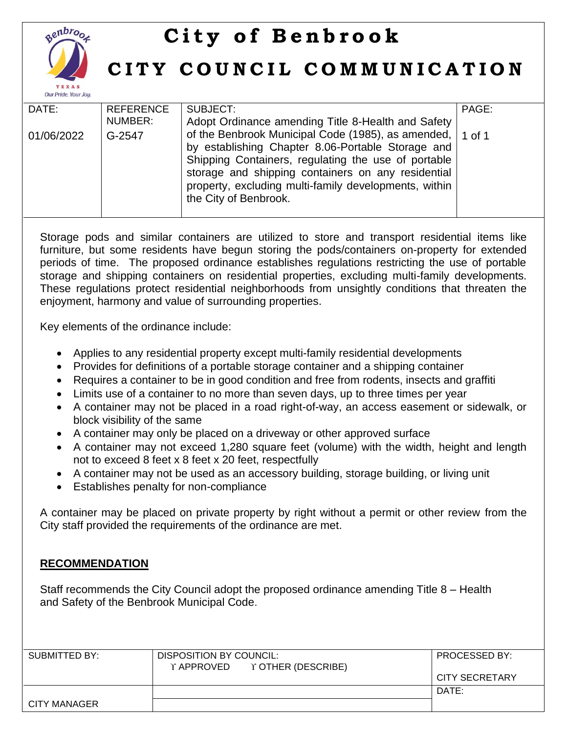# City of Benbrook

## CITY COUNCIL COMMUNICATION

| DATE: | REFERENCE NUMBER: | SUBJECT: | PAGE: |
|---|---|---|---|
| 01/06/2022 | G-2547 | Adopt Ordinance amending Title 8-Health and Safety of the Benbrook Municipal Code (1985), as amended, by establishing Chapter 8.06-Portable Storage and Shipping Containers, regulating the use of portable storage and shipping containers on any residential property, excluding multi-family developments, within the City of Benbrook. | 1 of 1 |

Storage pods and similar containers are utilized to store and transport residential items like furniture, but some residents have begun storing the pods/containers on-property for extended periods of time. The proposed ordinance establishes regulations restricting the use of portable storage and shipping containers on residential properties, excluding multi-family developments. These regulations protect residential neighborhoods from unsightly conditions that threaten the enjoyment, harmony and value of surrounding properties.

Key elements of the ordinance include:

- Applies to any residential property except multi-family residential developments
- Provides for definitions of a portable storage container and a shipping container
- Requires a container to be in good condition and free from rodents, insects and graffiti
- Limits use of a container to no more than seven days, up to three times per year
- A container may not be placed in a road right-of-way, an access easement or sidewalk, or block visibility of the same
- A container may only be placed on a driveway or other approved surface
- A container may not exceed 1,280 square feet (volume) with the width, height and length not to exceed 8 feet x 8 feet x 20 feet, respectfully
- A container may not be used as an accessory building, storage building, or living unit
- Establishes penalty for non-compliance

A container may be placed on private property by right without a permit or other review from the City staff provided the requirements of the ordinance are met.

**RECOMMENDATION**

Staff recommends the City Council adopt the proposed ordinance amending Title 8 – Health and Safety of the Benbrook Municipal Code.

| SUBMITTED BY: | DISPOSITION BY COUNCIL: ϒ APPROVED ϒ OTHER (DESCRIBE) | PROCESSED BY: CITY SECRETARY |
|---|---|---|
| CITY MANAGER | | DATE: |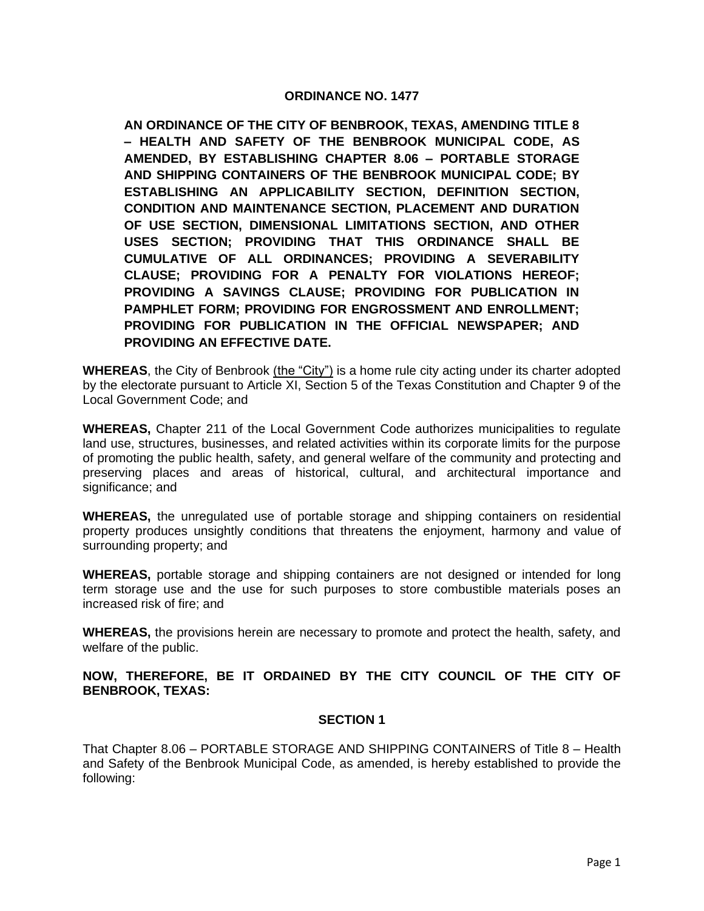**ORDINANCE NO. 1477**

**AN ORDINANCE OF THE CITY OF BENBROOK, TEXAS, AMENDING TITLE 8 – HEALTH AND SAFETY OF THE BENBROOK MUNICIPAL CODE, AS AMENDED, BY ESTABLISHING CHAPTER 8.06 – PORTABLE STORAGE AND SHIPPING CONTAINERS OF THE BENBROOK MUNICIPAL CODE; BY ESTABLISHING AN APPLICABILITY SECTION, DEFINITION SECTION, CONDITION AND MAINTENANCE SECTION, PLACEMENT AND DURATION OF USE SECTION, DIMENSIONAL LIMITATIONS SECTION, AND OTHER USES SECTION; PROVIDING THAT THIS ORDINANCE SHALL BE CUMULATIVE OF ALL ORDINANCES; PROVIDING A SEVERABILITY CLAUSE; PROVIDING FOR A PENALTY FOR VIOLATIONS HEREOF; PROVIDING A SAVINGS CLAUSE; PROVIDING FOR PUBLICATION IN PAMPHLET FORM; PROVIDING FOR ENGROSSMENT AND ENROLLMENT; PROVIDING FOR PUBLICATION IN THE OFFICIAL NEWSPAPER; AND PROVIDING AN EFFECTIVE DATE.**

**WHEREAS**, the City of Benbrook (the "City") is a home rule city acting under its charter adopted by the electorate pursuant to Article XI, Section 5 of the Texas Constitution and Chapter 9 of the Local Government Code; and

**WHEREAS,** Chapter 211 of the Local Government Code authorizes municipalities to regulate land use, structures, businesses, and related activities within its corporate limits for the purpose of promoting the public health, safety, and general welfare of the community and protecting and preserving places and areas of historical, cultural, and architectural importance and significance; and

**WHEREAS,** the unregulated use of portable storage and shipping containers on residential property produces unsightly conditions that threatens the enjoyment, harmony and value of surrounding property; and

**WHEREAS,** portable storage and shipping containers are not designed or intended for long term storage use and the use for such purposes to store combustible materials poses an increased risk of fire; and

**WHEREAS,** the provisions herein are necessary to promote and protect the health, safety, and welfare of the public.

**NOW, THEREFORE, BE IT ORDAINED BY THE CITY COUNCIL OF THE CITY OF BENBROOK, TEXAS:**

**SECTION 1**

That Chapter 8.06 – PORTABLE STORAGE AND SHIPPING CONTAINERS of Title 8 – Health and Safety of the Benbrook Municipal Code, as amended, is hereby established to provide the following: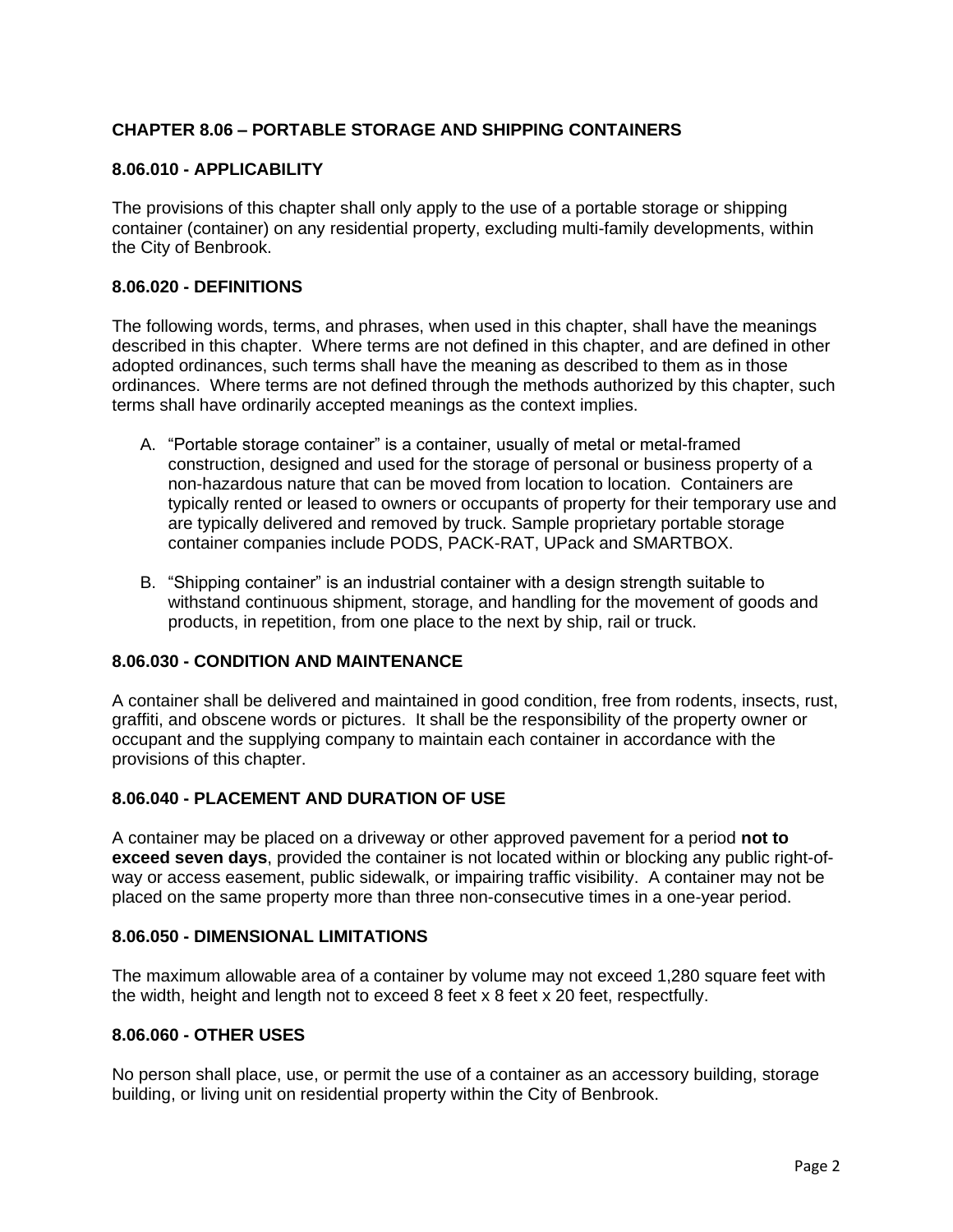## CHAPTER 8.06 – PORTABLE STORAGE AND SHIPPING CONTAINERS

### 8.06.010 - APPLICABILITY

The provisions of this chapter shall only apply to the use of a portable storage or shipping container (container) on any residential property, excluding multi-family developments, within the City of Benbrook.

### 8.06.020 - DEFINITIONS

The following words, terms, and phrases, when used in this chapter, shall have the meanings described in this chapter. Where terms are not defined in this chapter, and are defined in other adopted ordinances, such terms shall have the meaning as described to them as in those ordinances. Where terms are not defined through the methods authorized by this chapter, such terms shall have ordinarily accepted meanings as the context implies.

A. "Portable storage container" is a container, usually of metal or metal-framed construction, designed and used for the storage of personal or business property of a non-hazardous nature that can be moved from location to location. Containers are typically rented or leased to owners or occupants of property for their temporary use and are typically delivered and removed by truck. Sample proprietary portable storage container companies include PODS, PACK-RAT, UPack and SMARTBOX.

B. "Shipping container" is an industrial container with a design strength suitable to withstand continuous shipment, storage, and handling for the movement of goods and products, in repetition, from one place to the next by ship, rail or truck.

### 8.06.030 - CONDITION AND MAINTENANCE

A container shall be delivered and maintained in good condition, free from rodents, insects, rust, graffiti, and obscene words or pictures. It shall be the responsibility of the property owner or occupant and the supplying company to maintain each container in accordance with the provisions of this chapter.

### 8.06.040 - PLACEMENT AND DURATION OF USE

A container may be placed on a driveway or other approved pavement for a period **not to exceed seven days**, provided the container is not located within or blocking any public right-of-way or access easement, public sidewalk, or impairing traffic visibility. A container may not be placed on the same property more than three non-consecutive times in a one-year period.

### 8.06.050 - DIMENSIONAL LIMITATIONS

The maximum allowable area of a container by volume may not exceed 1,280 square feet with the width, height and length not to exceed 8 feet x 8 feet x 20 feet, respectfully.

### 8.06.060 - OTHER USES

No person shall place, use, or permit the use of a container as an accessory building, storage building, or living unit on residential property within the City of Benbrook.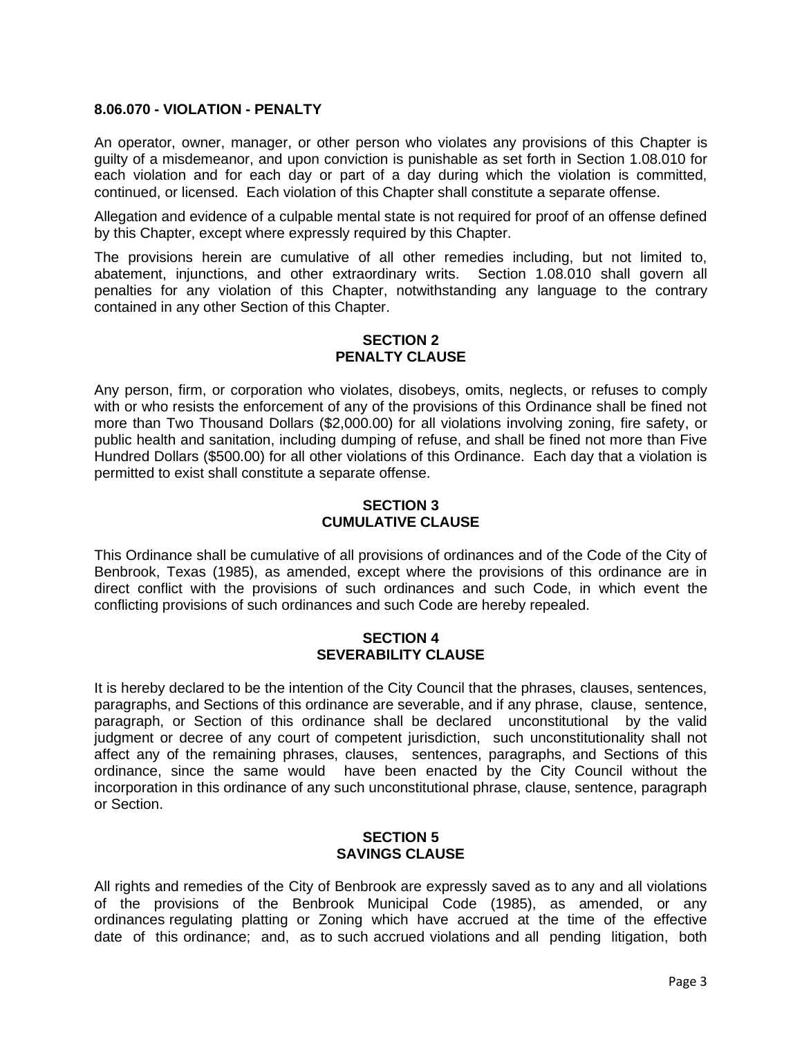**8.06.070 - VIOLATION - PENALTY**

An operator, owner, manager, or other person who violates any provisions of this Chapter is guilty of a misdemeanor, and upon conviction is punishable as set forth in Section 1.08.010 for each violation and for each day or part of a day during which the violation is committed, continued, or licensed. Each violation of this Chapter shall constitute a separate offense.

Allegation and evidence of a culpable mental state is not required for proof of an offense defined by this Chapter, except where expressly required by this Chapter.

The provisions herein are cumulative of all other remedies including, but not limited to, abatement, injunctions, and other extraordinary writs. Section 1.08.010 shall govern all penalties for any violation of this Chapter, notwithstanding any language to the contrary contained in any other Section of this Chapter.

**SECTION 2**
**PENALTY CLAUSE**

Any person, firm, or corporation who violates, disobeys, omits, neglects, or refuses to comply with or who resists the enforcement of any of the provisions of this Ordinance shall be fined not more than Two Thousand Dollars ($2,000.00) for all violations involving zoning, fire safety, or public health and sanitation, including dumping of refuse, and shall be fined not more than Five Hundred Dollars ($500.00) for all other violations of this Ordinance. Each day that a violation is permitted to exist shall constitute a separate offense.

**SECTION 3**
**CUMULATIVE CLAUSE**

This Ordinance shall be cumulative of all provisions of ordinances and of the Code of the City of Benbrook, Texas (1985), as amended, except where the provisions of this ordinance are in direct conflict with the provisions of such ordinances and such Code, in which event the conflicting provisions of such ordinances and such Code are hereby repealed.

**SECTION 4**
**SEVERABILITY CLAUSE**

It is hereby declared to be the intention of the City Council that the phrases, clauses, sentences, paragraphs, and Sections of this ordinance are severable, and if any phrase, clause, sentence, paragraph, or Section of this ordinance shall be declared unconstitutional by the valid judgment or decree of any court of competent jurisdiction, such unconstitutionality shall not affect any of the remaining phrases, clauses, sentences, paragraphs, and Sections of this ordinance, since the same would have been enacted by the City Council without the incorporation in this ordinance of any such unconstitutional phrase, clause, sentence, paragraph or Section.

**SECTION 5**
**SAVINGS CLAUSE**

All rights and remedies of the City of Benbrook are expressly saved as to any and all violations of the provisions of the Benbrook Municipal Code (1985), as amended, or any ordinances regulating platting or Zoning which have accrued at the time of the effective date of this ordinance; and, as to such accrued violations and all pending litigation, both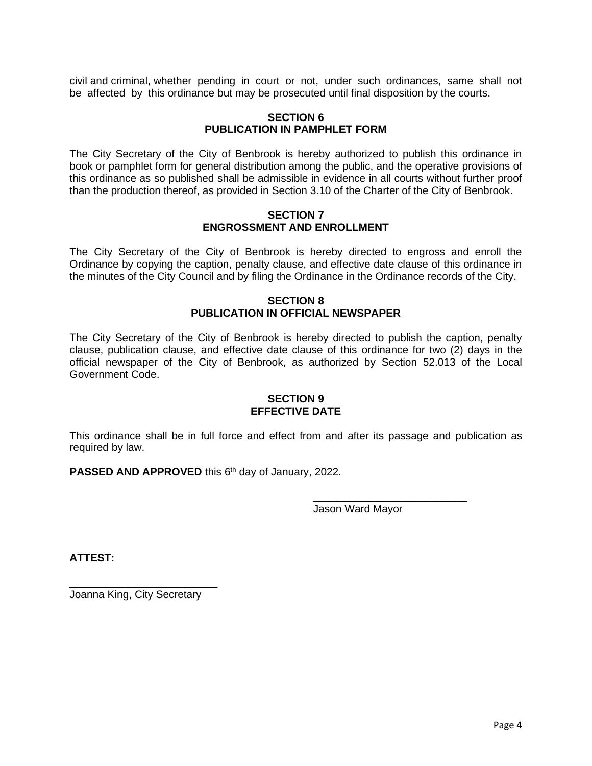civil and criminal, whether pending in court or not, under such ordinances, same shall not be affected by this ordinance but may be prosecuted until final disposition by the courts.

**SECTION 6**
**PUBLICATION IN PAMPHLET FORM**

The City Secretary of the City of Benbrook is hereby authorized to publish this ordinance in book or pamphlet form for general distribution among the public, and the operative provisions of this ordinance as so published shall be admissible in evidence in all courts without further proof than the production thereof, as provided in Section 3.10 of the Charter of the City of Benbrook.

**SECTION 7**
**ENGROSSMENT AND ENROLLMENT**

The City Secretary of the City of Benbrook is hereby directed to engross and enroll the Ordinance by copying the caption, penalty clause, and effective date clause of this ordinance in the minutes of the City Council and by filing the Ordinance in the Ordinance records of the City.

**SECTION 8**
**PUBLICATION IN OFFICIAL NEWSPAPER**

The City Secretary of the City of Benbrook is hereby directed to publish the caption, penalty clause, publication clause, and effective date clause of this ordinance for two (2) days in the official newspaper of the City of Benbrook, as authorized by Section 52.013 of the Local Government Code.

**SECTION 9**
**EFFECTIVE DATE**

This ordinance shall be in full force and effect from and after its passage and publication as required by law.

**PASSED AND APPROVED** this 6th day of January, 2022.

\_\_\_\_\_\_\_\_\_\_\_\_\_\_\_\_\_\_\_\_\_\_\_\_\_\_
Jason Ward Mayor

**ATTEST:**

\_\_\_\_\_\_\_\_\_\_\_\_\_\_\_\_\_\_\_\_\_\_\_\_\_\_
Joanna King, City Secretary